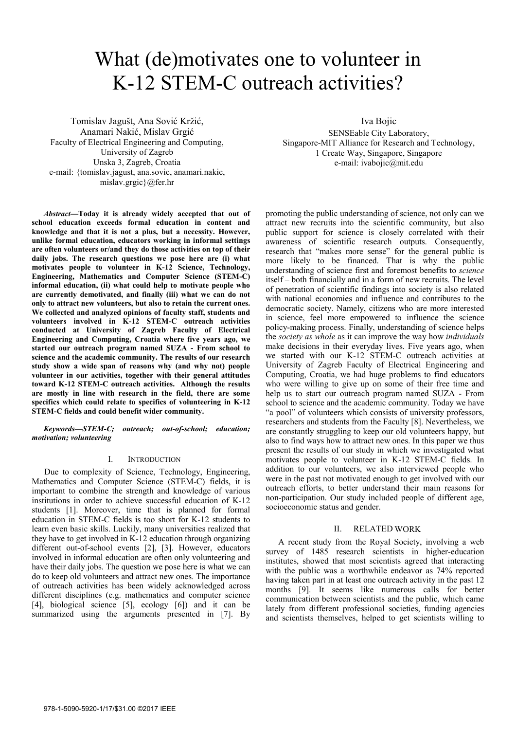# What (de)motivates one to volunteer in K-12 STEM-C outreach activities?

Tomislav Jagušt, Ana Sović Kržić, Anamari Nakić, Mislav Grgić
Faculty of Electrical Engineering and Computing, University of Zagreb
Unska 3, Zagreb, Croatia
e-mail: {tomislav.jagust, ana.sovic, anamari.nakic, mislav.grgic}@fer.hr

Iva Bojic
SENSEable City Laboratory, Singapore-MIT Alliance for Research and Technology,
1 Create Way, Singapore, Singapore
e-mail: ivabojic@mit.edu

***Abstract*—Today it is already widely accepted that out of school education exceeds formal education in content and knowledge and that it is not a plus, but a necessity. However, unlike formal education, educators working in informal settings are often volunteers or/and they do those activities on top of their daily jobs. The research questions we pose here are (i) what motivates people to volunteer in K-12 Science, Technology, Engineering, Mathematics and Computer Science (STEM-C) informal education, (ii) what could help to motivate people who are currently demotivated, and finally (iii) what we can do not only to attract new volunteers, but also to retain the current ones. We collected and analyzed opinions of faculty staff, students and volunteers involved in K-12 STEM-C outreach activities conducted at University of Zagreb Faculty of Electrical Engineering and Computing, Croatia where five years ago, we started our outreach program named SUZA - From school to science and the academic community. The results of our research study show a wide span of reasons why (and why not) people volunteer in our activities, together with their general attitudes toward K-12 STEM-C outreach activities. Although the results are mostly in line with research in the field, there are some specifics which could relate to specifics of volunteering in K-12 STEM-C fields and could benefit wider community.**

***Keywords—STEM-C; outreach; out-of-school; education; motivation; volunteering***

## I. Introduction

Due to complexity of Science, Technology, Engineering, Mathematics and Computer Science (STEM-C) fields, it is important to combine the strength and knowledge of various institutions in order to achieve successful education of K-12 students [1]. Moreover, time that is planned for formal education in STEM-C fields is too short for K-12 students to learn even basic skills. Luckily, many universities realized that they have to get involved in K-12 education through organizing different out-of-school events [2], [3]. However, educators involved in informal education are often only volunteering and have their daily jobs. The question we pose here is what we can do to keep old volunteers and attract new ones. The importance of outreach activities has been widely acknowledged across different disciplines (e.g. mathematics and computer science [4], biological science [5], ecology [6]) and it can be summarized using the arguments presented in [7]. By promoting the public understanding of science, not only can we attract new recruits into the scientific community, but also public support for science is closely correlated with their awareness of scientific research outputs. Consequently, research that "makes more sense" for the general public is more likely to be financed. That is why the public understanding of science first and foremost benefits to *science* itself – both financially and in a form of new recruits. The level of penetration of scientific findings into society is also related with national economies and influence and contributes to the democratic society. Namely, citizens who are more interested in science, feel more empowered to influence the science policy-making process. Finally, understanding of science helps the *society as whole* as it can improve the way how *individuals* make decisions in their everyday lives. Five years ago, when we started with our K-12 STEM-C outreach activities at University of Zagreb Faculty of Electrical Engineering and Computing, Croatia, we had huge problems to find educators who were willing to give up on some of their free time and help us to start our outreach program named SUZA - From school to science and the academic community. Today we have "a pool" of volunteers which consists of university professors, researchers and students from the Faculty [8]. Nevertheless, we are constantly struggling to keep our old volunteers happy, but also to find ways how to attract new ones. In this paper we thus present the results of our study in which we investigated what motivates people to volunteer in K-12 STEM-C fields. In addition to our volunteers, we also interviewed people who were in the past not motivated enough to get involved with our outreach efforts, to better understand their main reasons for non-participation. Our study included people of different age, socioeconomic status and gender.

## II. Related Work

A recent study from the Royal Society, involving a web survey of 1485 research scientists in higher-education institutes, showed that most scientists agreed that interacting with the public was a worthwhile endeavor as 74% reported having taken part in at least one outreach activity in the past 12 months [9]. It seems like numerous calls for better communication between scientists and the public, which came lately from different professional societies, funding agencies and scientists themselves, helped to get scientists willing to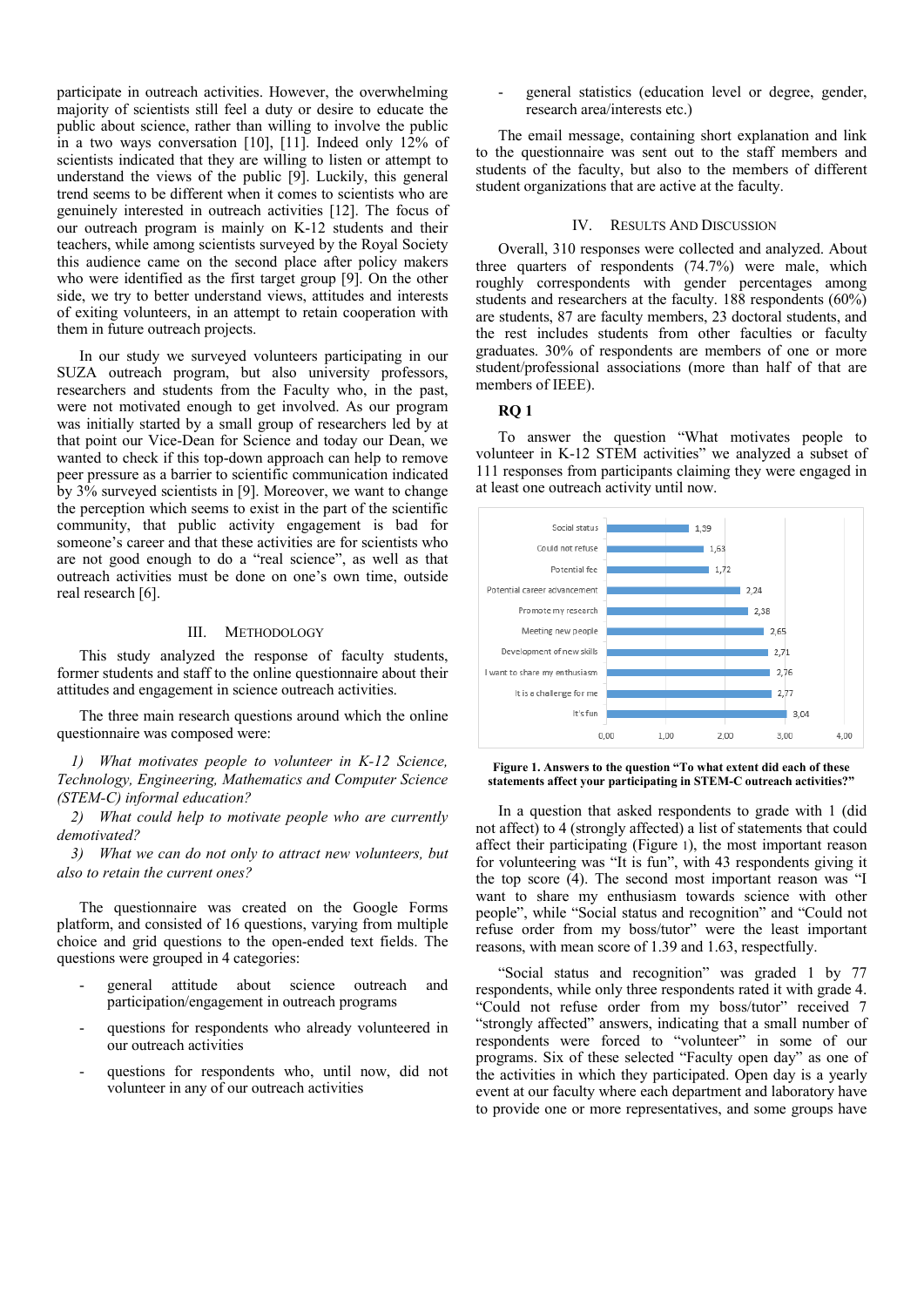participate in outreach activities. However, the overwhelming majority of scientists still feel a duty or desire to educate the public about science, rather than willing to involve the public in a two ways conversation [10], [11]. Indeed only 12% of scientists indicated that they are willing to listen or attempt to understand the views of the public [9]. Luckily, this general trend seems to be different when it comes to scientists who are genuinely interested in outreach activities [12]. The focus of our outreach program is mainly on K-12 students and their teachers, while among scientists surveyed by the Royal Society this audience came on the second place after policy makers who were identified as the first target group [9]. On the other side, we try to better understand views, attitudes and interests of exiting volunteers, in an attempt to retain cooperation with them in future outreach projects.

In our study we surveyed volunteers participating in our SUZA outreach program, but also university professors, researchers and students from the Faculty who, in the past, were not motivated enough to get involved. As our program was initially started by a small group of researchers led by at that point our Vice-Dean for Science and today our Dean, we wanted to check if this top-down approach can help to remove peer pressure as a barrier to scientific communication indicated by 3% surveyed scientists in [9]. Moreover, we want to change the perception which seems to exist in the part of the scientific community, that public activity engagement is bad for someone's career and that these activities are for scientists who are not good enough to do a "real science", as well as that outreach activities must be done on one's own time, outside real research [6].

## III. Methodology

This study analyzed the response of faculty students, former students and staff to the online questionnaire about their attitudes and engagement in science outreach activities.

The three main research questions around which the online questionnaire was composed were:

*1) What motivates people to volunteer in K-12 Science, Technology, Engineering, Mathematics and Computer Science (STEM-C) informal education?*

*2) What could help to motivate people who are currently demotivated?*

*3) What we can do not only to attract new volunteers, but also to retain the current ones?*

The questionnaire was created on the Google Forms platform, and consisted of 16 questions, varying from multiple choice and grid questions to the open-ended text fields. The questions were grouped in 4 categories:

- general attitude about science outreach and participation/engagement in outreach programs
- questions for respondents who already volunteered in our outreach activities
- questions for respondents who, until now, did not volunteer in any of our outreach activities
- general statistics (education level or degree, gender, research area/interests etc.)

The email message, containing short explanation and link to the questionnaire was sent out to the staff members and students of the faculty, but also to the members of different student organizations that are active at the faculty.

## IV. Results And Discussion

Overall, 310 responses were collected and analyzed. About three quarters of respondents (74.7%) were male, which roughly corresponds with gender percentages among students and researchers at the faculty. 188 respondents (60%) are students, 87 are faculty members, 23 doctoral students, and the rest includes students from other faculties or faculty graduates. 30% of respondents are members of one or more student/professional associations (more than half of that are members of IEEE).

**RQ 1**

To answer the question "What motivates people to volunteer in K-12 STEM activities" we analyzed a subset of 111 responses from participants claiming they were engaged in at least one outreach activity until now.

| Statement | Mean score |
|---|---|
| Social status | 1,39 |
| Could not refuse | 1,63 |
| Potential fee | 1,72 |
| Potential career advancement | 2,24 |
| Promote my research | 2,38 |
| Meeting new people | 2,65 |
| Development of new skills | 2,71 |
| I want to share my enthusiasm | 2,76 |
| It is a challenge for me | 2,77 |
| It's fun | 3,04 |

**Figure 1. Answers to the question "To what extent did each of these statements affect your participating in STEM-C outreach activities?"**

In a question that asked respondents to grade with 1 (did not affect) to 4 (strongly affected) a list of statements that could affect their participating (Figure 1), the most important reason for volunteering was "It is fun", with 43 respondents giving it the top score (4). The second most important reason was "I want to share my enthusiasm towards science with other people", while "Social status and recognition" and "Could not refuse order from my boss/tutor" were the least important reasons, with mean score of 1.39 and 1.63, respectfully.

"Social status and recognition" was graded 1 by 77 respondents, while only three respondents rated it with grade 4. "Could not refuse order from my boss/tutor" received 7 "strongly affected" answers, indicating that a small number of respondents were forced to "volunteer" in some of our programs. Six of these selected "Faculty open day" as one of the activities in which they participated. Open day is a yearly event at our faculty where each department and laboratory have to provide one or more representatives, and some groups have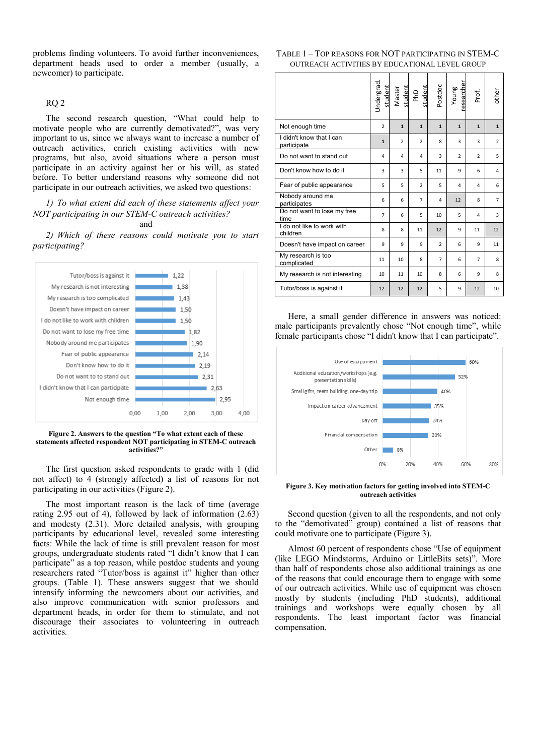problems finding volunteers. To avoid further inconveniences, department heads used to order a member (usually, a newcomer) to participate.

### RQ 2

The second research question, “What could help to motivate people who are currently demotivated?”, was very important to us, since we always want to increase a number of outreach activities, enrich existing activities with new programs, but also, avoid situations where a person must participate in an activity against her or his will, as stated before. To better understand reasons why someone did not participate in our outreach activities, we asked two questions:

*1) To what extent did each of these statements affect your NOT participating in our STEM-C outreach activities?*

and

*2) Which of these reasons could motivate you to start participating?*

| Statement | Value |
|---|---|
| Tutor/boss is against it | 1,22 |
| My research is not interesting | 1,38 |
| My research is too complicated | 1,43 |
| Doesn't have impact on career | 1,50 |
| I do not like to work with children | 1,50 |
| Do not want to lose my free time | 1,82 |
| Nobody around me participates | 1,90 |
| Fear of public appearance | 2,14 |
| Don't know how to do it | 2,19 |
| Do not want to stand out | 2,31 |
| I didn't know that I can participate | 2,63 |
| Not enough time | 2,95 |

**Figure 2. Answers to the question “To what extent each of these statements affected respondent NOT participating in STEM-C outreach activities?”**

The first question asked respondents to grade with 1 (did not affect) to 4 (strongly affected) a list of reasons for not participating in our activities (Figure 2).

The most important reason is the lack of time (average rating 2.95 out of 4), followed by lack of information (2.63) and modesty (2.31). More detailed analysis, with grouping participants by educational level, revealed some interesting facts: While the lack of time is still prevalent reason for most groups, undergraduate students rated “I didn’t know that I can participate” as a top reason, while postdoc students and young researchers rated “Tutor/boss is against it” higher than other groups. (Table 1). These answers suggest that we should intensify informing the newcomers about our activities, and also improve communication with senior professors and department heads, in order for them to stimulate, and not discourage their associates to volunteering in outreach activities.

TABLE 1 – TOP REASONS FOR NOT PARTICIPATING IN STEM-C OUTREACH ACTIVITIES BY EDUCATIONAL LEVEL GROUP

| | Undergrad. student | Master student | PhD student | Postdoc | Young researcher | Prof. | other |
|---|---|---|---|---|---|---|---|
| Not enough time | 2 | **1** | **1** | **1** | **1** | **1** | **1** |
| I didn't know that I can participate | **1** | 2 | 2 | 8 | 3 | 3 | 2 |
| Do not want to stand out | 4 | 4 | 4 | 3 | 2 | 2 | 5 |
| Don't know how to do it | 3 | 3 | 5 | 11 | 9 | 6 | 4 |
| Fear of public appearance | 5 | 5 | 2 | 5 | 4 | 4 | 6 |
| Nobody around me participates | 6 | 6 | 7 | 4 | 12 | 8 | 7 |
| Do not want to lose my free time | 7 | 6 | 5 | 10 | 5 | 4 | 3 |
| I do not like to work with children | 8 | 8 | 11 | 12 | 9 | 11 | 12 |
| Doesn't have impact on career | 9 | 9 | 9 | 2 | 6 | 9 | 11 |
| My research is too complicated | 11 | 10 | 8 | 7 | 6 | 7 | 8 |
| My research is not interesting | 10 | 11 | 10 | 8 | 6 | 9 | 8 |
| Tutor/boss is against it | 12 | 12 | 12 | 5 | 9 | 12 | 10 |

Here, a small gender difference in answers was noticed: male participants prevalently chose “Not enough time”, while female participants chose “I didn't know that I can participate”.

| Factor | Percentage |
|---|---|
| Use of equipment | 60% |
| Additional education/workshops (e.g. presentation skills) | 52% |
| Small gifts, team building, one-day trip | 40% |
| Impact on career advancement | 35% |
| Day off | 34% |
| Financial compensation | 33% |
| Other | 8% |

**Figure 3. Key motivation factors for getting involved into STEM-C outreach activities**

Second question (given to all the respondents, and not only to the “demotivated” group) contained a list of reasons that could motivate one to participate (Figure 3).

Almost 60 percent of respondents chose “Use of equipment (like LEGO Mindstorms, Arduino or LittleBits sets)”. More than half of respondents chose also additional trainings as one of the reasons that could encourage them to engage with some of our outreach activities. While use of equipment was chosen mostly by students (including PhD students), additional trainings and workshops were equally chosen by all respondents. The least important factor was financial compensation.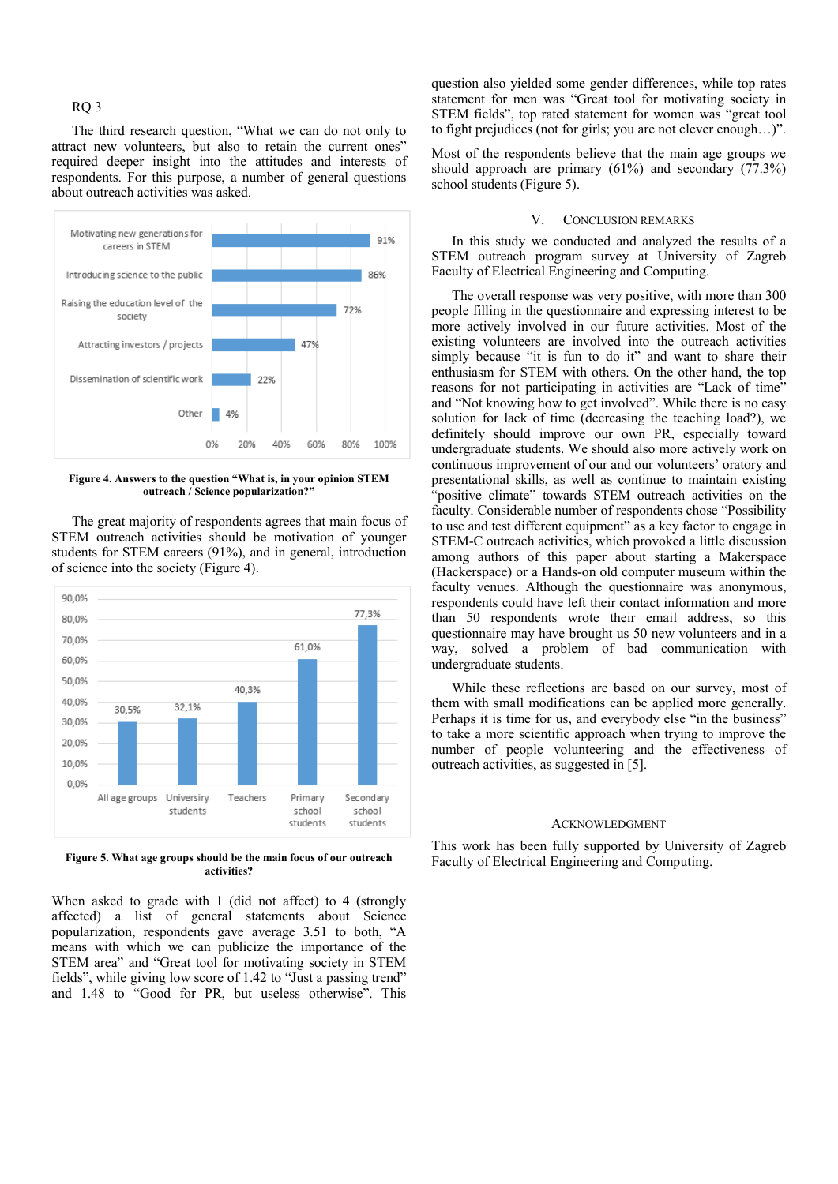RQ 3

The third research question, "What we can do not only to attract new volunteers, but also to retain the current ones" required deeper insight into the attitudes and interests of respondents. For this purpose, a number of general questions about outreach activities was asked.

| | |
|---|---|
| Motivating new generations for careers in STEM | 91% |
| Introducing science to the public | 86% |
| Raising the education level of the society | 72% |
| Attracting investors / projects | 47% |
| Dissemination of scientific work | 22% |
| Other | 4% |

**Figure 4. Answers to the question "What is, in your opinion STEM outreach / Science popularization?"**

The great majority of respondents agrees that main focus of STEM outreach activities should be motivation of younger students for STEM careers (91%), and in general, introduction of science into the society (Figure 4).

| | |
|---|---|
| All age groups | 30,5% |
| University students | 32,1% |
| Teachers | 40,3% |
| Primary school students | 61,0% |
| Secondary school students | 77,3% |

**Figure 5. What age groups should be the main focus of our outreach activities?**

When asked to grade with 1 (did not affect) to 4 (strongly affected) a list of general statements about Science popularization, respondents gave average 3.51 to both, "A means with which we can publicize the importance of the STEM area" and "Great tool for motivating society in STEM fields", while giving low score of 1.42 to "Just a passing trend" and 1.48 to "Good for PR, but useless otherwise". This question also yielded some gender differences, while top rates statement for men was "Great tool for motivating society in STEM fields", top rated statement for women was "great tool to fight prejudices (not for girls; you are not clever enough…)".

Most of the respondents believe that the main age groups we should approach are primary (61%) and secondary (77.3%) school students (Figure 5).

## V. CONCLUSION REMARKS

In this study we conducted and analyzed the results of a STEM outreach program survey at University of Zagreb Faculty of Electrical Engineering and Computing.

The overall response was very positive, with more than 300 people filling in the questionnaire and expressing interest to be more actively involved in our future activities. Most of the existing volunteers are involved into the outreach activities simply because "it is fun to do it" and want to share their enthusiasm for STEM with others. On the other hand, the top reasons for not participating in activities are "Lack of time" and "Not knowing how to get involved". While there is no easy solution for lack of time (decreasing the teaching load?), we definitely should improve our own PR, especially toward undergraduate students. We should also more actively work on continuous improvement of our and our volunteers' oratory and presentational skills, as well as continue to maintain existing "positive climate" towards STEM outreach activities on the faculty. Considerable number of respondents chose "Possibility to use and test different equipment" as a key factor to engage in STEM-C outreach activities, which provoked a little discussion among authors of this paper about starting a Makerspace (Hackerspace) or a Hands-on old computer museum within the faculty venues. Although the questionnaire was anonymous, respondents could have left their contact information and more than 50 respondents wrote their email address, so this questionnaire may have brought us 50 new volunteers and in a way, solved a problem of bad communication with undergraduate students.

While these reflections are based on our survey, most of them with small modifications can be applied more generally. Perhaps it is time for us, and everybody else "in the business" to take a more scientific approach when trying to improve the number of people volunteering and the effectiveness of outreach activities, as suggested in [5].

## ACKNOWLEDGMENT

This work has been fully supported by University of Zagreb Faculty of Electrical Engineering and Computing.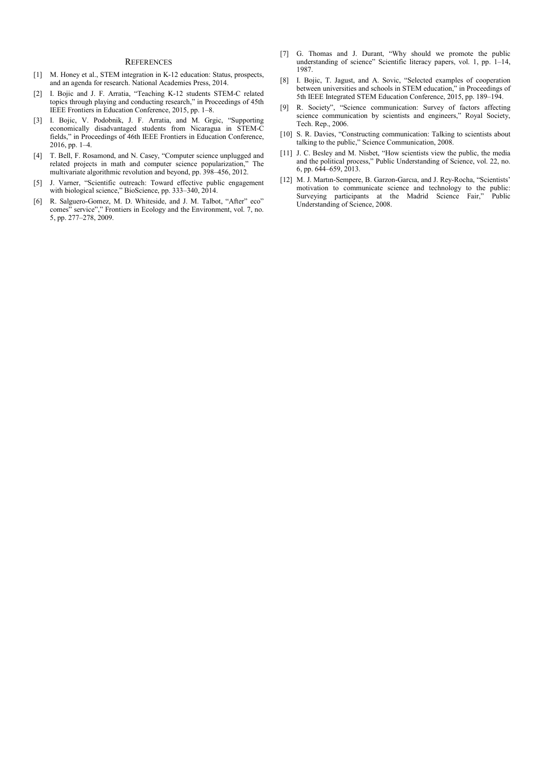## REFERENCES

[1] M. Honey et al., STEM integration in K-12 education: Status, prospects, and an agenda for research. National Academies Press, 2014.

[2] I. Bojic and J. F. Arratia, "Teaching K-12 students STEM-C related topics through playing and conducting research," in Proceedings of 45th IEEE Frontiers in Education Conference, 2015, pp. 1–8.

[3] I. Bojic, V. Podobnik, J. F. Arratia, and M. Grgic, "Supporting economically disadvantaged students from Nicaragua in STEM-C fields," in Proceedings of 46th IEEE Frontiers in Education Conference, 2016, pp. 1–4.

[4] T. Bell, F. Rosamond, and N. Casey, "Computer science unplugged and related projects in math and computer science popularization," The multivariate algorithmic revolution and beyond, pp. 398–456, 2012.

[5] J. Varner, "Scientific outreach: Toward effective public engagement with biological science," BioScience, pp. 333–340, 2014.

[6] R. Salguero-Gomez, M. D. Whiteside, and J. M. Talbot, "After" eco" comes" service"," Frontiers in Ecology and the Environment, vol. 7, no. 5, pp. 277–278, 2009.

[7] G. Thomas and J. Durant, "Why should we promote the public understanding of science" Scientific literacy papers, vol. 1, pp. 1–14, 1987.

[8] I. Bojic, T. Jagust, and A. Sovic, "Selected examples of cooperation between universities and schools in STEM education," in Proceedings of 5th IEEE Integrated STEM Education Conference, 2015, pp. 189–194.

[9] R. Society", "Science communication: Survey of factors affecting science communication by scientists and engineers," Royal Society, Tech. Rep., 2006.

[10] S. R. Davies, "Constructing communication: Talking to scientists about talking to the public," Science Communication, 2008.

[11] J. C. Besley and M. Nisbet, "How scientists view the public, the media and the political process," Public Understanding of Science, vol. 22, no. 6, pp. 644–659, 2013.

[12] M. J. Martın-Sempere, B. Garzon-Garcıa, and J. Rey-Rocha, "Scientists' motivation to communicate science and technology to the public: Surveying participants at the Madrid Science Fair," Public Understanding of Science, 2008.